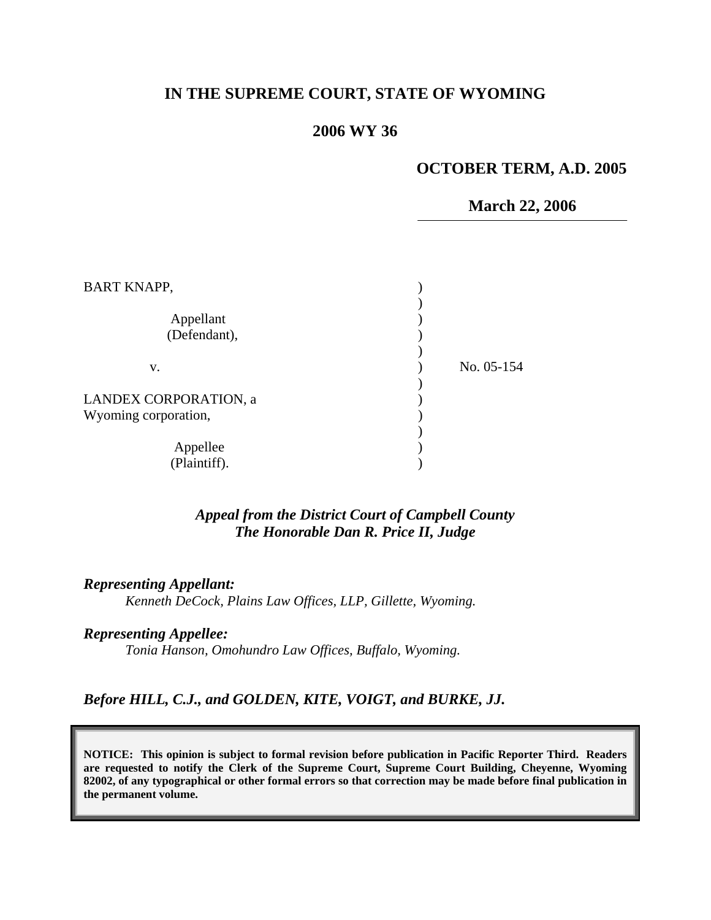# IN THE SUPREME COURT, STATE OF WYOMING

## 2006 WY 36

**OCTOBER TERM, A.D. 2005**

**March 22, 2006**

| | |
|---|---|
| BART KNAPP,<br><br>Appellant<br>(Defendant),<br><br>v.<br><br>LANDEX CORPORATION, a Wyoming corporation,<br><br>Appellee<br>(Plaintiff). | No. 05-154 |

***Appeal from the District Court of Campbell County***
***The Honorable Dan R. Price II, Judge***

***Representing Appellant:***
*Kenneth DeCock, Plains Law Offices, LLP, Gillette, Wyoming.*

***Representing Appellee:***
*Tonia Hanson, Omohundro Law Offices, Buffalo, Wyoming.*

***Before HILL, C.J., and GOLDEN, KITE, VOIGT, and BURKE, JJ.***

**NOTICE: This opinion is subject to formal revision before publication in Pacific Reporter Third. Readers are requested to notify the Clerk of the Supreme Court, Supreme Court Building, Cheyenne, Wyoming 82002, of any typographical or other formal errors so that correction may be made before final publication in the permanent volume.**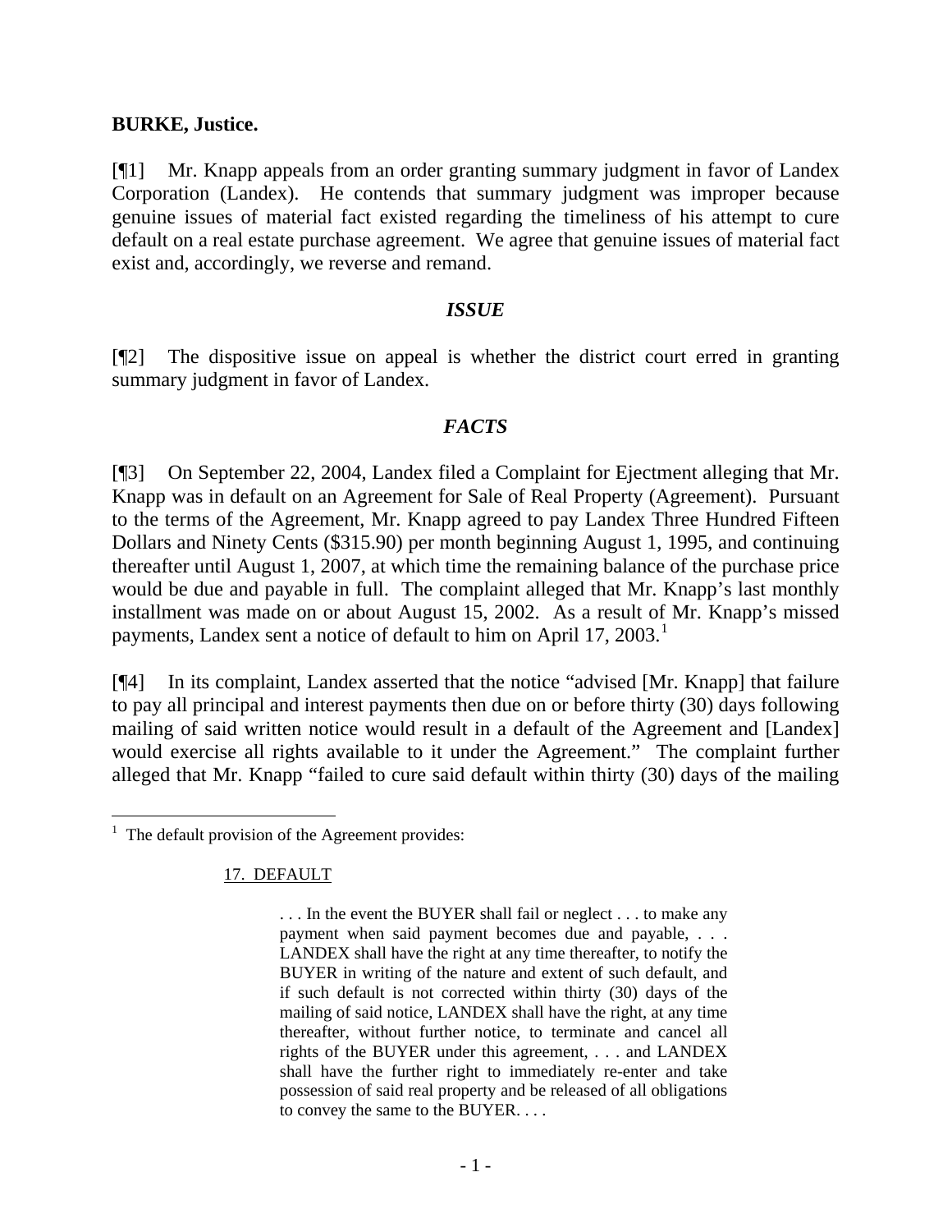**BURKE, Justice.**

[¶1] Mr. Knapp appeals from an order granting summary judgment in favor of Landex Corporation (Landex). He contends that summary judgment was improper because genuine issues of material fact existed regarding the timeliness of his attempt to cure default on a real estate purchase agreement. We agree that genuine issues of material fact exist and, accordingly, we reverse and remand.

## *ISSUE*

[¶2] The dispositive issue on appeal is whether the district court erred in granting summary judgment in favor of Landex.

## *FACTS*

[¶3] On September 22, 2004, Landex filed a Complaint for Ejectment alleging that Mr. Knapp was in default on an Agreement for Sale of Real Property (Agreement). Pursuant to the terms of the Agreement, Mr. Knapp agreed to pay Landex Three Hundred Fifteen Dollars and Ninety Cents ($315.90) per month beginning August 1, 1995, and continuing thereafter until August 1, 2007, at which time the remaining balance of the purchase price would be due and payable in full. The complaint alleged that Mr. Knapp's last monthly installment was made on or about August 15, 2002. As a result of Mr. Knapp's missed payments, Landex sent a notice of default to him on April 17, 2003.[1]

[¶4] In its complaint, Landex asserted that the notice "advised [Mr. Knapp] that failure to pay all principal and interest payments then due on or before thirty (30) days following mailing of said written notice would result in a default of the Agreement and [Landex] would exercise all rights available to it under the Agreement." The complaint further alleged that Mr. Knapp "failed to cure said default within thirty (30) days of the mailing

---

[1] The default provision of the Agreement provides:

> 17. DEFAULT
>
> . . . In the event the BUYER shall fail or neglect . . . to make any payment when said payment becomes due and payable, . . . LANDEX shall have the right at any time thereafter, to notify the BUYER in writing of the nature and extent of such default, and if such default is not corrected within thirty (30) days of the mailing of said notice, LANDEX shall have the right, at any time thereafter, without further notice, to terminate and cancel all rights of the BUYER under this agreement, . . . and LANDEX shall have the further right to immediately re-enter and take possession of said real property and be released of all obligations to convey the same to the BUYER. . . .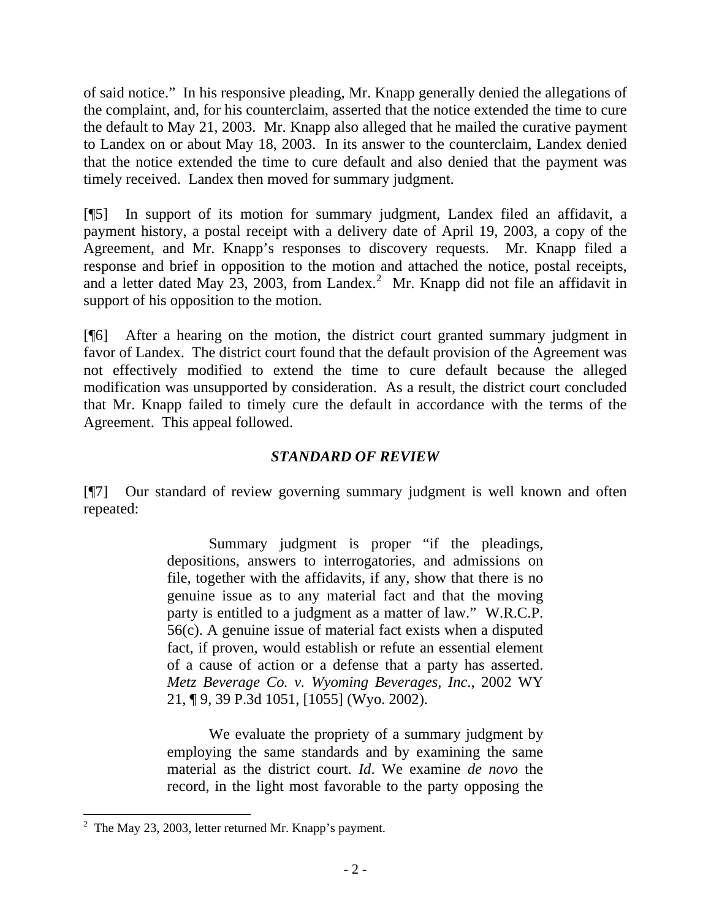of said notice." In his responsive pleading, Mr. Knapp generally denied the allegations of the complaint, and, for his counterclaim, asserted that the notice extended the time to cure the default to May 21, 2003. Mr. Knapp also alleged that he mailed the curative payment to Landex on or about May 18, 2003. In its answer to the counterclaim, Landex denied that the notice extended the time to cure default and also denied that the payment was timely received. Landex then moved for summary judgment.

[¶5] In support of its motion for summary judgment, Landex filed an affidavit, a payment history, a postal receipt with a delivery date of April 19, 2003, a copy of the Agreement, and Mr. Knapp's responses to discovery requests. Mr. Knapp filed a response and brief in opposition to the motion and attached the notice, postal receipts, and a letter dated May 23, 2003, from Landex.[2] Mr. Knapp did not file an affidavit in support of his opposition to the motion.

[¶6] After a hearing on the motion, the district court granted summary judgment in favor of Landex. The district court found that the default provision of the Agreement was not effectively modified to extend the time to cure default because the alleged modification was unsupported by consideration. As a result, the district court concluded that Mr. Knapp failed to timely cure the default in accordance with the terms of the Agreement. This appeal followed.

## *STANDARD OF REVIEW*

[¶7] Our standard of review governing summary judgment is well known and often repeated:

> Summary judgment is proper "if the pleadings, depositions, answers to interrogatories, and admissions on file, together with the affidavits, if any, show that there is no genuine issue as to any material fact and that the moving party is entitled to a judgment as a matter of law." W.R.C.P. 56(c). A genuine issue of material fact exists when a disputed fact, if proven, would establish or refute an essential element of a cause of action or a defense that a party has asserted. *Metz Beverage Co. v. Wyoming Beverages, Inc.*, 2002 WY 21, ¶ 9, 39 P.3d 1051, [1055] (Wyo. 2002).
>
> We evaluate the propriety of a summary judgment by employing the same standards and by examining the same material as the district court. *Id*. We examine *de novo* the record, in the light most favorable to the party opposing the

[2] The May 23, 2003, letter returned Mr. Knapp's payment.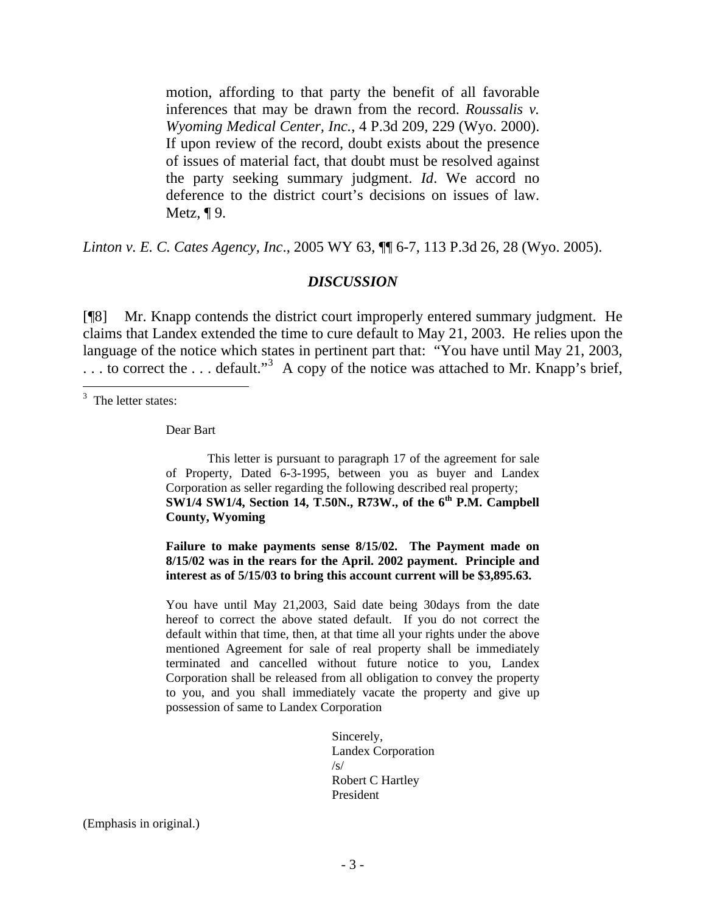> motion, affording to that party the benefit of all favorable inferences that may be drawn from the record. *Roussalis v. Wyoming Medical Center, Inc.*, 4 P.3d 209, 229 (Wyo. 2000). If upon review of the record, doubt exists about the presence of issues of material fact, that doubt must be resolved against the party seeking summary judgment. *Id*. We accord no deference to the district court's decisions on issues of law. Metz, ¶ 9.

*Linton v. E. C. Cates Agency, Inc*., 2005 WY 63, ¶¶ 6-7, 113 P.3d 26, 28 (Wyo. 2005).

## *DISCUSSION*

[¶8] Mr. Knapp contends the district court improperly entered summary judgment. He claims that Landex extended the time to cure default to May 21, 2003. He relies upon the language of the notice which states in pertinent part that: "You have until May 21, 2003, . . . to correct the . . . default."[3] A copy of the notice was attached to Mr. Knapp's brief,

---

[3] The letter states:

> Dear Bart
>
> This letter is pursuant to paragraph 17 of the agreement for sale of Property, Dated 6-3-1995, between you as buyer and Landex Corporation as seller regarding the following described real property; **SW1/4 SW1/4, Section 14, T.50N., R73W., of the 6th P.M. Campbell County, Wyoming**
>
> **Failure to make payments sense 8/15/02. The Payment made on 8/15/02 was in the rears for the April. 2002 payment. Principle and interest as of 5/15/03 to bring this account current will be $3,895.63.**
>
> You have until May 21,2003, Said date being 30days from the date hereof to correct the above stated default. If you do not correct the default within that time, then, at that time all your rights under the above mentioned Agreement for sale of real property shall be immediately terminated and cancelled without future notice to you, Landex Corporation shall be released from all obligation to convey the property to you, and you shall immediately vacate the property and give up possession of same to Landex Corporation
>
> Sincerely,
> Landex Corporation
> /s/
> Robert C Hartley
> President

(Emphasis in original.)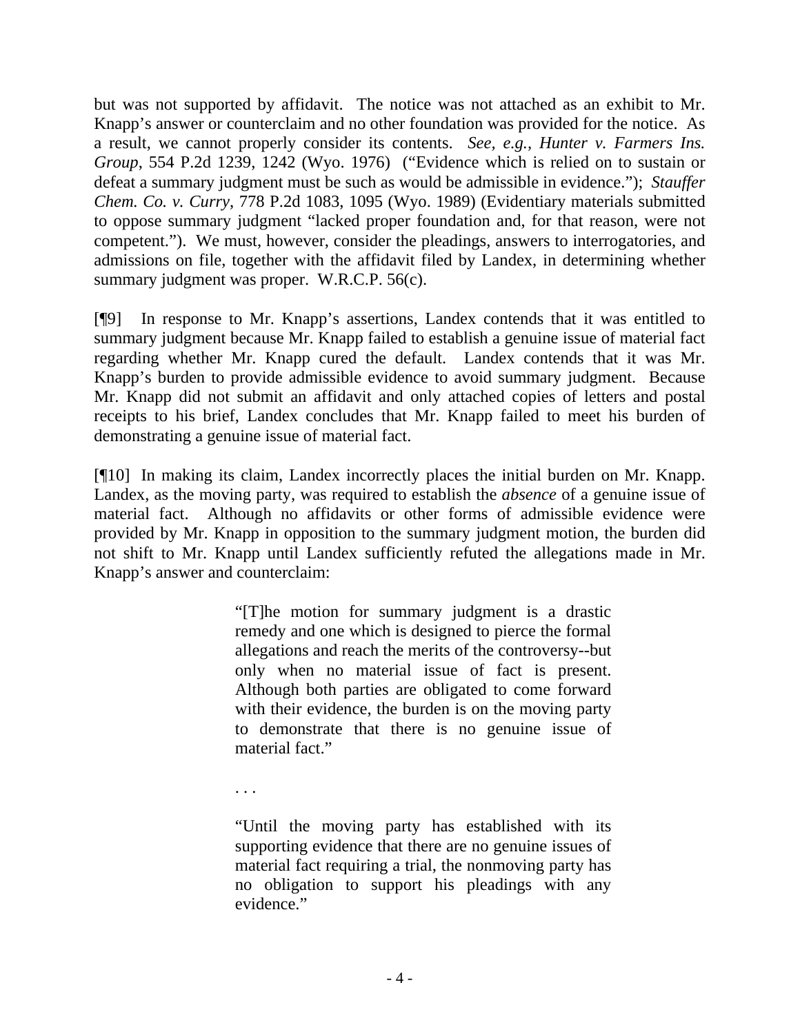but was not supported by affidavit. The notice was not attached as an exhibit to Mr. Knapp's answer or counterclaim and no other foundation was provided for the notice. As a result, we cannot properly consider its contents. *See, e.g., Hunter v. Farmers Ins. Group*, 554 P.2d 1239, 1242 (Wyo. 1976) ("Evidence which is relied on to sustain or defeat a summary judgment must be such as would be admissible in evidence."); *Stauffer Chem. Co. v. Curry*, 778 P.2d 1083, 1095 (Wyo. 1989) (Evidentiary materials submitted to oppose summary judgment "lacked proper foundation and, for that reason, were not competent."). We must, however, consider the pleadings, answers to interrogatories, and admissions on file, together with the affidavit filed by Landex, in determining whether summary judgment was proper. W.R.C.P. 56(c).

[¶9] In response to Mr. Knapp's assertions, Landex contends that it was entitled to summary judgment because Mr. Knapp failed to establish a genuine issue of material fact regarding whether Mr. Knapp cured the default. Landex contends that it was Mr. Knapp's burden to provide admissible evidence to avoid summary judgment. Because Mr. Knapp did not submit an affidavit and only attached copies of letters and postal receipts to his brief, Landex concludes that Mr. Knapp failed to meet his burden of demonstrating a genuine issue of material fact.

[¶10] In making its claim, Landex incorrectly places the initial burden on Mr. Knapp. Landex, as the moving party, was required to establish the *absence* of a genuine issue of material fact. Although no affidavits or other forms of admissible evidence were provided by Mr. Knapp in opposition to the summary judgment motion, the burden did not shift to Mr. Knapp until Landex sufficiently refuted the allegations made in Mr. Knapp's answer and counterclaim:

> "[T]he motion for summary judgment is a drastic remedy and one which is designed to pierce the formal allegations and reach the merits of the controversy--but only when no material issue of fact is present. Although both parties are obligated to come forward with their evidence, the burden is on the moving party to demonstrate that there is no genuine issue of material fact."
>
> . . .
>
> "Until the moving party has established with its supporting evidence that there are no genuine issues of material fact requiring a trial, the nonmoving party has no obligation to support his pleadings with any evidence."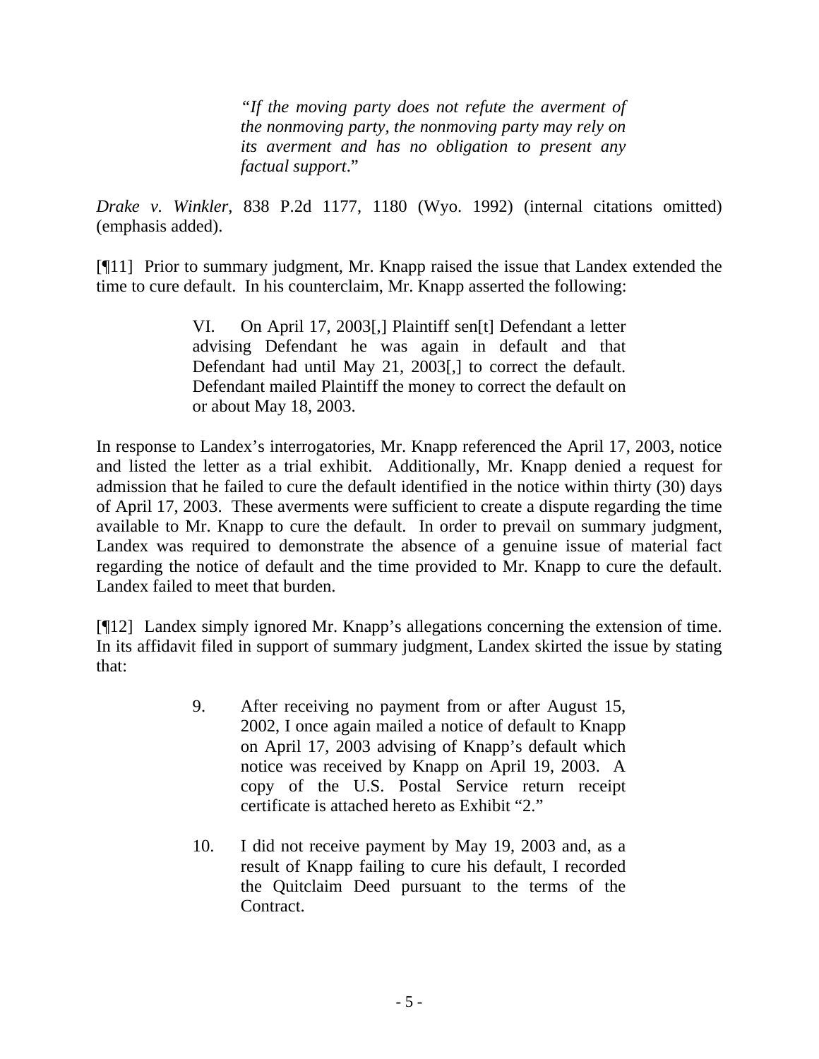> *"If the moving party does not refute the averment of the nonmoving party, the nonmoving party may rely on its averment and has no obligation to present any factual support*."

*Drake v. Winkler*, 838 P.2d 1177, 1180 (Wyo. 1992) (internal citations omitted) (emphasis added).

[¶11] Prior to summary judgment, Mr. Knapp raised the issue that Landex extended the time to cure default. In his counterclaim, Mr. Knapp asserted the following:

> VI. On April 17, 2003[,] Plaintiff sen[t] Defendant a letter advising Defendant he was again in default and that Defendant had until May 21, 2003[,] to correct the default. Defendant mailed Plaintiff the money to correct the default on or about May 18, 2003.

In response to Landex's interrogatories, Mr. Knapp referenced the April 17, 2003, notice and listed the letter as a trial exhibit. Additionally, Mr. Knapp denied a request for admission that he failed to cure the default identified in the notice within thirty (30) days of April 17, 2003. These averments were sufficient to create a dispute regarding the time available to Mr. Knapp to cure the default. In order to prevail on summary judgment, Landex was required to demonstrate the absence of a genuine issue of material fact regarding the notice of default and the time provided to Mr. Knapp to cure the default. Landex failed to meet that burden.

[¶12] Landex simply ignored Mr. Knapp's allegations concerning the extension of time. In its affidavit filed in support of summary judgment, Landex skirted the issue by stating that:

> 9. After receiving no payment from or after August 15, 2002, I once again mailed a notice of default to Knapp on April 17, 2003 advising of Knapp's default which notice was received by Knapp on April 19, 2003. A copy of the U.S. Postal Service return receipt certificate is attached hereto as Exhibit "2."
>
> 10. I did not receive payment by May 19, 2003 and, as a result of Knapp failing to cure his default, I recorded the Quitclaim Deed pursuant to the terms of the Contract.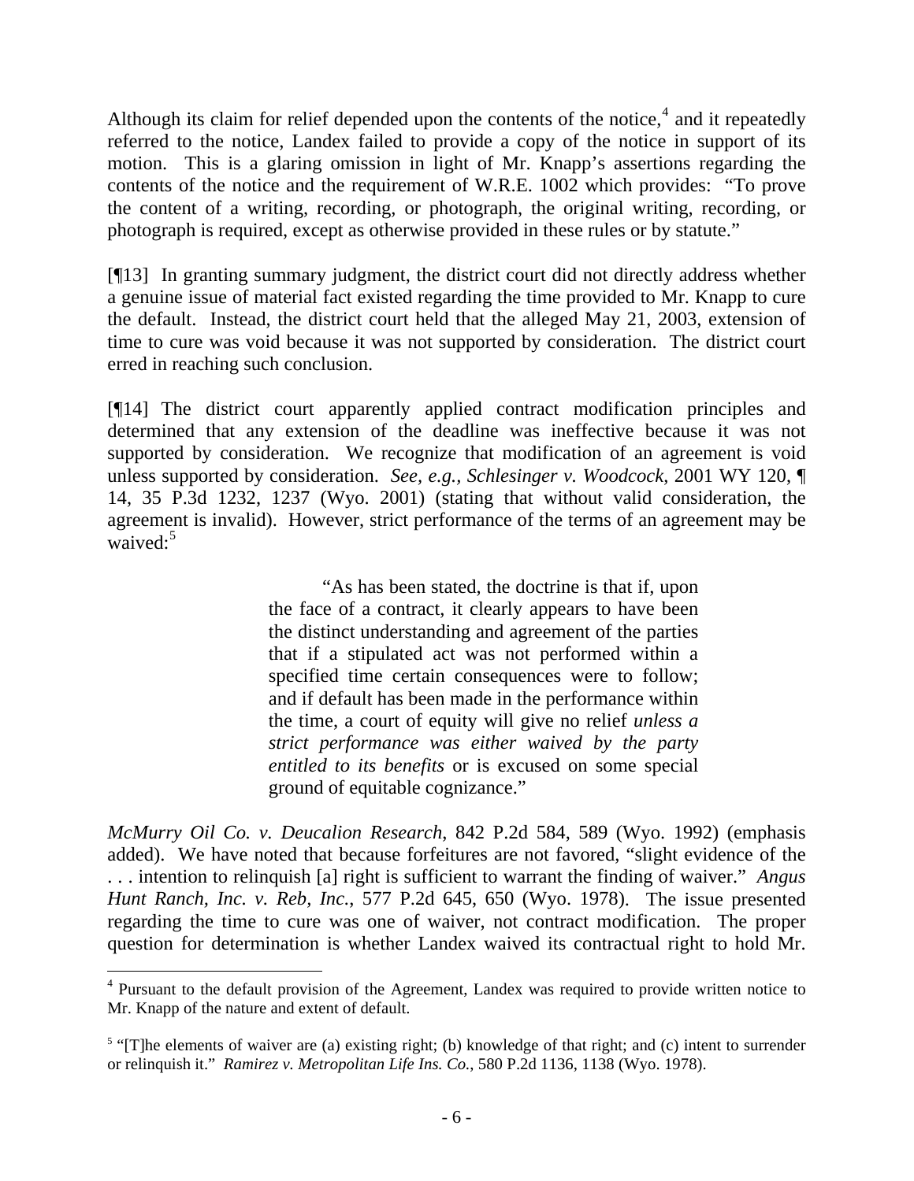Although its claim for relief depended upon the contents of the notice,[4] and it repeatedly referred to the notice, Landex failed to provide a copy of the notice in support of its motion. This is a glaring omission in light of Mr. Knapp's assertions regarding the contents of the notice and the requirement of W.R.E. 1002 which provides: "To prove the content of a writing, recording, or photograph, the original writing, recording, or photograph is required, except as otherwise provided in these rules or by statute."

[¶13] In granting summary judgment, the district court did not directly address whether a genuine issue of material fact existed regarding the time provided to Mr. Knapp to cure the default. Instead, the district court held that the alleged May 21, 2003, extension of time to cure was void because it was not supported by consideration. The district court erred in reaching such conclusion.

[¶14] The district court apparently applied contract modification principles and determined that any extension of the deadline was ineffective because it was not supported by consideration. We recognize that modification of an agreement is void unless supported by consideration. *See, e.g., Schlesinger v. Woodcock*, 2001 WY 120, ¶ 14, 35 P.3d 1232, 1237 (Wyo. 2001) (stating that without valid consideration, the agreement is invalid). However, strict performance of the terms of an agreement may be waived:[5]

> "As has been stated, the doctrine is that if, upon the face of a contract, it clearly appears to have been the distinct understanding and agreement of the parties that if a stipulated act was not performed within a specified time certain consequences were to follow; and if default has been made in the performance within the time, a court of equity will give no relief *unless a strict performance was either waived by the party entitled to its benefits* or is excused on some special ground of equitable cognizance."

*McMurry Oil Co. v. Deucalion Research*, 842 P.2d 584, 589 (Wyo. 1992) (emphasis added). We have noted that because forfeitures are not favored, "slight evidence of the . . . intention to relinquish [a] right is sufficient to warrant the finding of waiver." *Angus Hunt Ranch, Inc. v. Reb, Inc.*, 577 P.2d 645, 650 (Wyo. 1978). The issue presented regarding the time to cure was one of waiver, not contract modification. The proper question for determination is whether Landex waived its contractual right to hold Mr.

---

[4] Pursuant to the default provision of the Agreement, Landex was required to provide written notice to Mr. Knapp of the nature and extent of default.

[5] "[T]he elements of waiver are (a) existing right; (b) knowledge of that right; and (c) intent to surrender or relinquish it." *Ramirez v. Metropolitan Life Ins. Co.*, 580 P.2d 1136, 1138 (Wyo. 1978).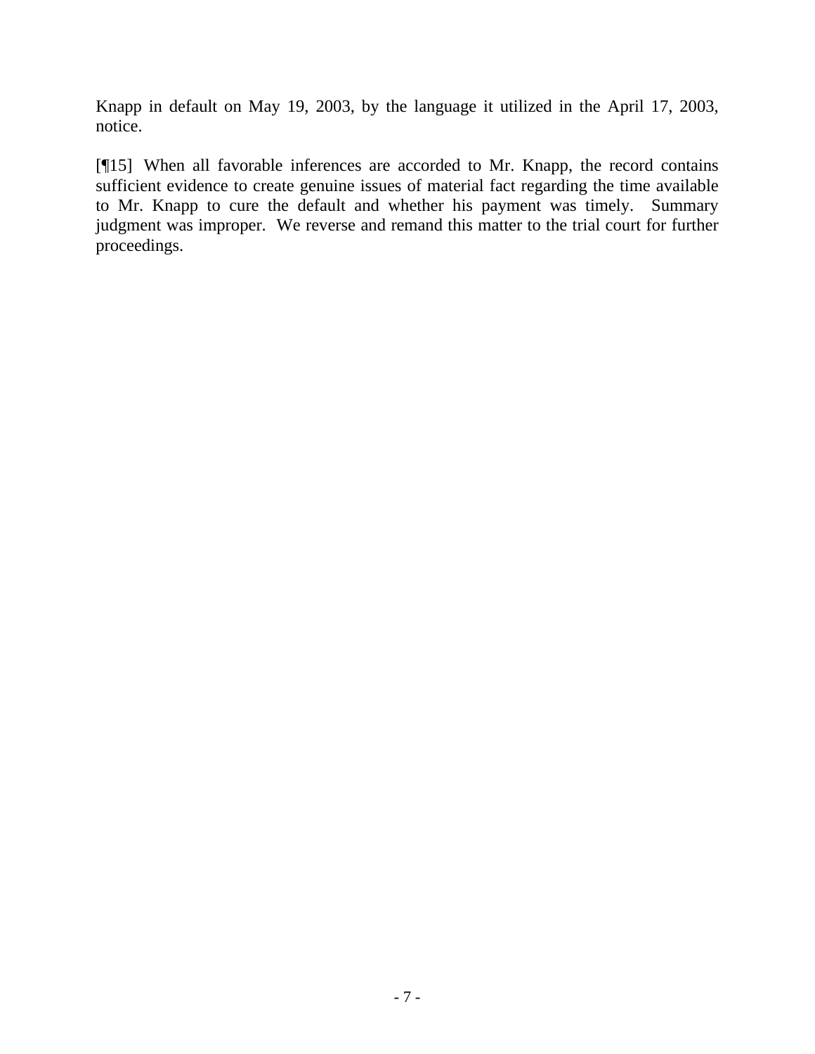Knapp in default on May 19, 2003, by the language it utilized in the April 17, 2003, notice.

[¶15] When all favorable inferences are accorded to Mr. Knapp, the record contains sufficient evidence to create genuine issues of material fact regarding the time available to Mr. Knapp to cure the default and whether his payment was timely. Summary judgment was improper. We reverse and remand this matter to the trial court for further proceedings.